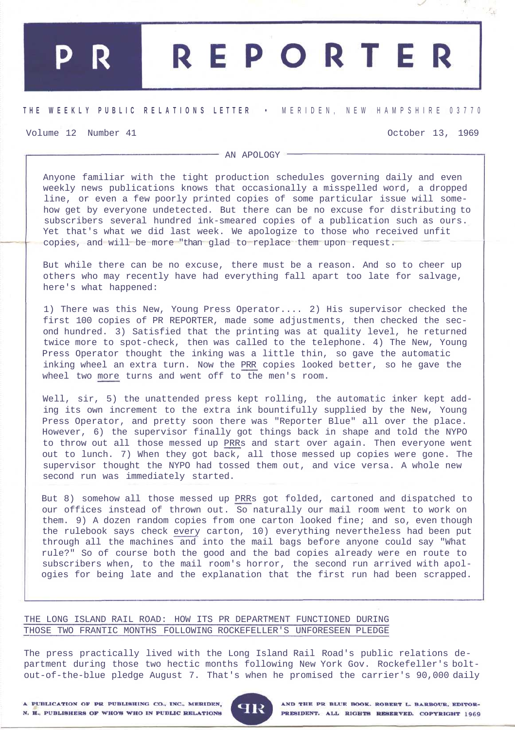# PR REPORTER

**THE WEEKLY PUBLIC RELATIONS LETTER • MERIDEN, NEW HAMPSHIRE 03770**

Volume 12 Number 41 — October 13, 1969

## AN APOLOGY

Anyone familiar with the tight production schedules governing daily and even weekly news publications knows that occasionally a misspelled word, a dropped line, or even a few poorly printed copies of some particular issue will somehow get by everyone undetected. But there can be no excuse for distributing to subscribers several hundred ink-smeared copies of a publication such as ours. Yet that's what we did last week. We apologize to those who received unfit copies, and will be more "than glad to replace them upon request.

But while there can be no excuse, there must be a reason. And so to cheer up others who may recently have had everything fall apart too late for salvage, here's what happened:

1) There was this New, Young Press Operator.... 2) His supervisor checked the first 100 copies of PR REPORTER, made some adjustments, then checked the second hundred. 3) Satisfied that the printing was at quality level, he returned twice more to spot-check, then was called to the telephone. 4) The New, Young Press Operator thought the inking was a little thin, so gave the automatic inking wheel an extra turn. Now the PRR copies looked better, so he gave the wheel two more turns and went off to the men's room.

Well, sir, 5) the unattended press kept rolling, the automatic inker kept adding its own increment to the extra ink bountifully supplied by the New, Young Press Operator, and pretty soon there was "Reporter Blue" all over the place. However, 6) the supervisor finally got things back in shape and told the NYPO to throw out all those messed up PRRs and start over again. Then everyone went out to lunch. 7) When they got back, all those messed up copies were gone. The supervisor thought the NYPO had tossed them out, and vice versa. A whole new second run was immediately started.

But 8) somehow all those messed up PRRs got folded, cartoned and dispatched to our offices instead of thrown out. So naturally our mail room went to work on them. 9) A dozen random copies from one carton looked fine; and so, even though the rulebook says check every carton, 10) everything nevertheless had been put through all the machines and into the mail bags before anyone could say "What rule?" So of course both the good and the bad copies already were en route to subscribers when, to the mail room's horror, the second run arrived with apologies for being late and the explanation that the first run had been scrapped.

## THE LONG ISLAND RAIL ROAD: HOW ITS PR DEPARTMENT FUNCTIONED DURING THOSE TWO FRANTIC MONTHS FOLLOWING ROCKEFELLER'S UNFORESEEN PLEDGE

The press practically lived with the Long Island Rail Road's public relations department during those two hectic months following New York Gov. Rockefeller's bolt-out-of-the-blue pledge August 7. That's when he promised the carrier's 90,000 daily

A PUBLICATION OF PR PUBLISHING CO., INC., MERIDEN, N. H., PUBLISHERS OF WHO'S WHO IN PUBLIC RELATIONS AND THE PR BLUE BOOK. ROBERT L. BARBOUR, EDITOR-PRESIDENT. ALL RIGHTS RESERVED. COPYRIGHT 1969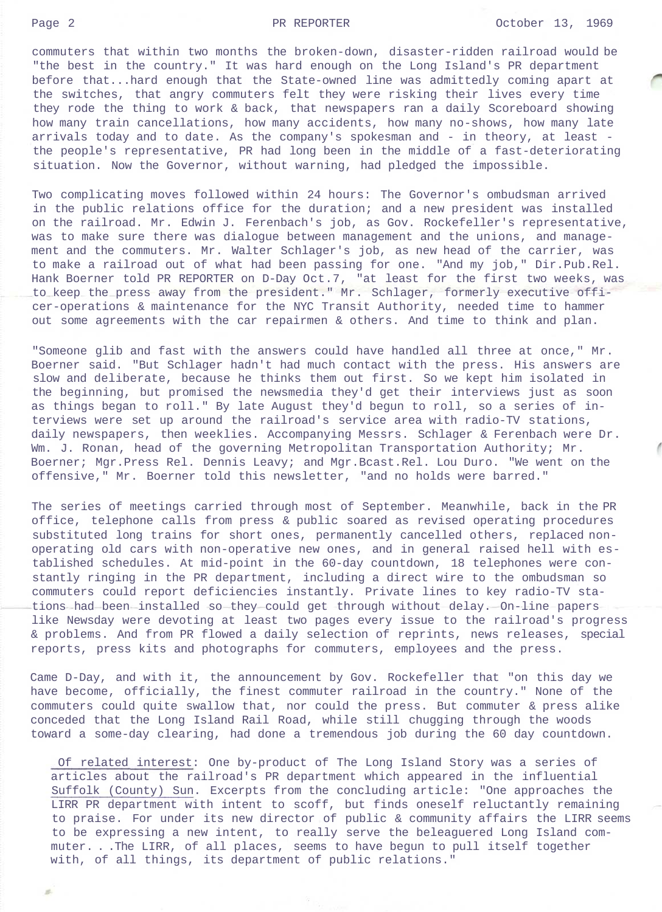commuters that within two months the broken-down, disaster-ridden railroad would be "the best in the country." It was hard enough on the Long Island's PR department before that...hard enough that the State-owned line was admittedly coming apart at the switches, that angry commuters felt they were risking their lives every time they rode the thing to work & back, that newspapers ran a daily Scoreboard showing how many train cancellations, how many accidents, how many no-shows, how many late arrivals today and to date. As the company's spokesman and - in theory, at least - the people's representative, PR had long been in the middle of a fast-deteriorating situation. Now the Governor, without warning, had pledged the impossible.

Two complicating moves followed within 24 hours: The Governor's ombudsman arrived in the public relations office for the duration; and a new president was installed on the railroad. Mr. Edwin J. Ferenbach's job, as Gov. Rockefeller's representative, was to make sure there was dialogue between management and the unions, and management and the commuters. Mr. Walter Schlager's job, as new head of the carrier, was to make a railroad out of what had been passing for one. "And my job," Dir.Pub.Rel. Hank Boerner told PR REPORTER on D-Day Oct.7, "at least for the first two weeks, was to keep the press away from the president." Mr. Schlager, formerly executive officer-operations & maintenance for the NYC Transit Authority, needed time to hammer out some agreements with the car repairmen & others. And time to think and plan.

"Someone glib and fast with the answers could have handled all three at once," Mr. Boerner said. "But Schlager hadn't had much contact with the press. His answers are slow and deliberate, because he thinks them out first. So we kept him isolated in the beginning, but promised the newsmedia they'd get their interviews just as soon as things began to roll." By late August they'd begun to roll, so a series of interviews were set up around the railroad's service area with radio-TV stations, daily newspapers, then weeklies. Accompanying Messrs. Schlager & Ferenbach were Dr. Wm. J. Ronan, head of the governing Metropolitan Transportation Authority; Mr. Boerner; Mgr.Press Rel. Dennis Leavy; and Mgr.Bcast.Rel. Lou Duro. "We went on the offensive," Mr. Boerner told this newsletter, "and no holds were barred."

The series of meetings carried through most of September. Meanwhile, back in the PR office, telephone calls from press & public soared as revised operating procedures substituted long trains for short ones, permanently cancelled others, replaced non-operating old cars with non-operative new ones, and in general raised hell with established schedules. At mid-point in the 60-day countdown, 18 telephones were constantly ringing in the PR department, including a direct wire to the ombudsman so commuters could report deficiencies instantly. Private lines to key radio-TV stations had been installed so they could get through without delay. On-line papers like Newsday were devoting at least two pages every issue to the railroad's progress & problems. And from PR flowed a daily selection of reprints, news releases, special reports, press kits and photographs for commuters, employees and the press.

Came D-Day, and with it, the announcement by Gov. Rockefeller that "on this day we have become, officially, the finest commuter railroad in the country." None of the commuters could quite swallow that, nor could the press. But commuter & press alike conceded that the Long Island Rail Road, while still chugging through the woods toward a some-day clearing, had done a tremendous job during the 60 day countdown.

Of related interest: One by-product of The Long Island Story was a series of articles about the railroad's PR department which appeared in the influential Suffolk (County) Sun. Excerpts from the concluding article: "One approaches the LIRR PR department with intent to scoff, but finds oneself reluctantly remaining to praise. For under its new director of public & community affairs the LIRR seems to be expressing a new intent, to really serve the beleaguered Long Island commuter. . .The LIRR, of all places, seems to have begun to pull itself together with, of all things, its department of public relations."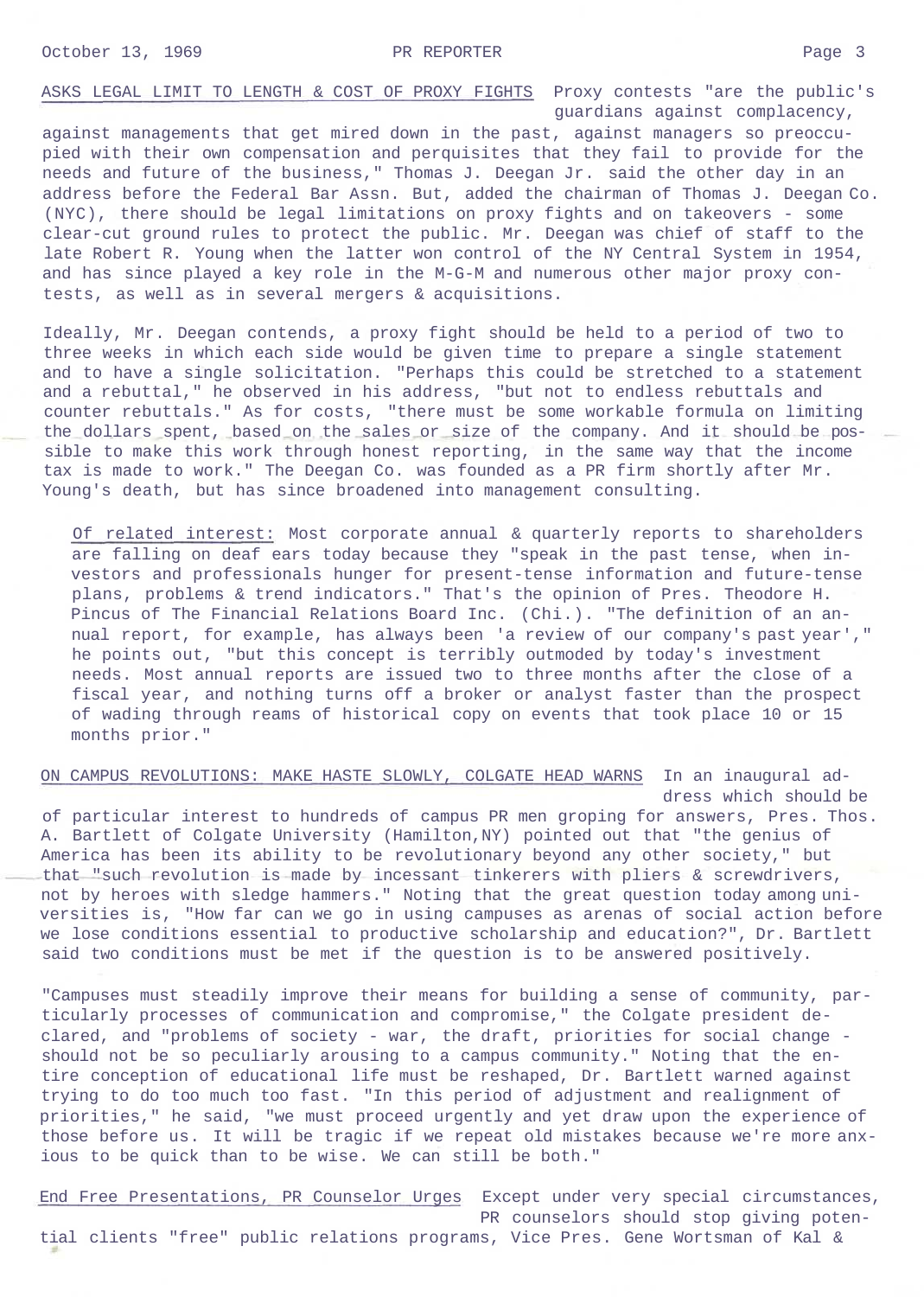**ASKS LEGAL LIMIT TO LENGTH & COST OF PROXY FIGHTS** Proxy contests "are the public's guardians against complacency, against managements that get mired down in the past, against managers so preoccupied with their own compensation and perquisites that they fail to provide for the needs and future of the business," Thomas J. Deegan Jr. said the other day in an address before the Federal Bar Assn. But, added the chairman of Thomas J. Deegan Co. (NYC), there should be legal limitations on proxy fights and on takeovers - some clear-cut ground rules to protect the public. Mr. Deegan was chief of staff to the late Robert R. Young when the latter won control of the NY Central System in 1954, and has since played a key role in the M-G-M and numerous other major proxy contests, as well as in several mergers & acquisitions.

Ideally, Mr. Deegan contends, a proxy fight should be held to a period of two to three weeks in which each side would be given time to prepare a single statement and to have a single solicitation. "Perhaps this could be stretched to a statement and a rebuttal," he observed in his address, "but not to endless rebuttals and counter rebuttals." As for costs, "there must be some workable formula on limiting the dollars spent, based on the sales or size of the company. And it should be possible to make this work through honest reporting, in the same way that the income tax is made to work." The Deegan Co. was founded as a PR firm shortly after Mr. Young's death, but has since broadened into management consulting.

> Of related interest: Most corporate annual & quarterly reports to shareholders are falling on deaf ears today because they "speak in the past tense, when investors and professionals hunger for present-tense information and future-tense plans, problems & trend indicators." That's the opinion of Pres. Theodore H. Pincus of The Financial Relations Board Inc. (Chi.). "The definition of an annual report, for example, has always been 'a review of our company's past year'," he points out, "but this concept is terribly outmoded by today's investment needs. Most annual reports are issued two to three months after the close of a fiscal year, and nothing turns off a broker or analyst faster than the prospect of wading through reams of historical copy on events that took place 10 or 15 months prior."

**ON CAMPUS REVOLUTIONS: MAKE HASTE SLOWLY, COLGATE HEAD WARNS** In an inaugural address which should be of particular interest to hundreds of campus PR men groping for answers, Pres. Thos. A. Bartlett of Colgate University (Hamilton,NY) pointed out that "the genius of America has been its ability to be revolutionary beyond any other society," but that "such revolution is made by incessant tinkerers with pliers & screwdrivers, not by heroes with sledge hammers." Noting that the great question today among universities is, "How far can we go in using campuses as arenas of social action before we lose conditions essential to productive scholarship and education?", Dr. Bartlett said two conditions must be met if the question is to be answered positively.

"Campuses must steadily improve their means for building a sense of community, particularly processes of communication and compromise," the Colgate president declared, and "problems of society - war, the draft, priorities for social change - should not be so peculiarly arousing to a campus community." Noting that the entire conception of educational life must be reshaped, Dr. Bartlett warned against trying to do too much too fast. "In this period of adjustment and realignment of priorities," he said, "we must proceed urgently and yet draw upon the experience of those before us. It will be tragic if we repeat old mistakes because we're more anxious to be quick than to be wise. We can still be both."

**End Free Presentations, PR Counselor Urges** Except under very special circumstances, PR counselors should stop giving potential clients "free" public relations programs, Vice Pres. Gene Wortsman of Kal &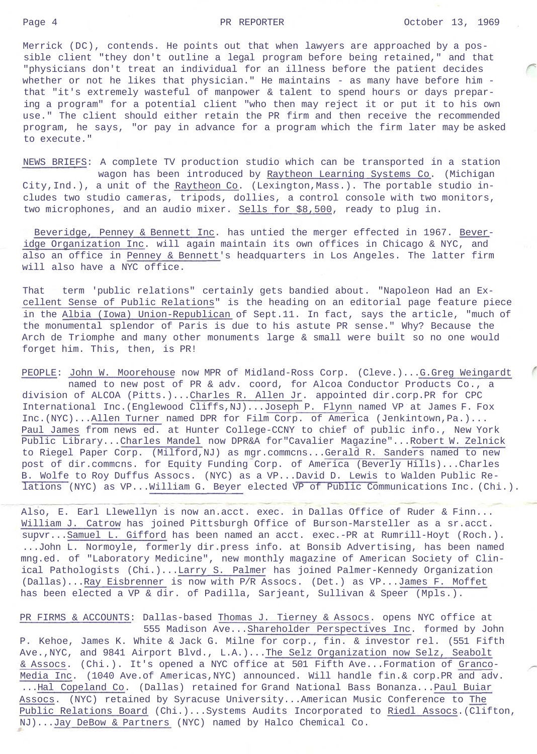Merrick (DC), contends. He points out that when lawyers are approached by a possible client "they don't outline a legal program before being retained," and that "physicians don't treat an individual for an illness before the patient decides whether or not he likes that physician." He maintains - as many have before him - that "it's extremely wasteful of manpower & talent to spend hours or days preparing a program" for a potential client "who then may reject it or put it to his own use." The client should either retain the PR firm and then receive the recommended program, he says, "or pay in advance for a program which the firm later may be asked to execute."

NEWS BRIEFS: A complete TV production studio which can be transported in a station wagon has been introduced by Raytheon Learning Systems Co. (Michigan City,Ind.), a unit of the Raytheon Co. (Lexington,Mass.). The portable studio includes two studio cameras, tripods, dollies, a control console with two monitors, two microphones, and an audio mixer. Sells for $8,500, ready to plug in.

Beveridge, Penney & Bennett Inc. has untied the merger effected in 1967. Beveridge Organization Inc. will again maintain its own offices in Chicago & NYC, and also an office in Penney & Bennett's headquarters in Los Angeles. The latter firm will also have a NYC office.

That term 'public relations" certainly gets bandied about. "Napoleon Had an Excellent Sense of Public Relations" is the heading on an editorial page feature piece in the Albia (Iowa) Union-Republican of Sept.11. In fact, says the article, "much of the monumental splendor of Paris is due to his astute PR sense." Why? Because the Arch de Triomphe and many other monuments large & small were built so no one would forget him. This, then, is PR!

PEOPLE: John W. Moorehouse now MPR of Midland-Ross Corp. (Cleve.)...G.Greg Weingardt named to new post of PR & adv. coord, for Alcoa Conductor Products Co., a division of ALCOA (Pitts.)...Charles R. Allen Jr. appointed dir.corp.PR for CPC International Inc.(Englewood Cliffs,NJ)...Joseph P. Flynn named VP at James F. Fox Inc.(NYC)...Allen Turner named DPR for Film Corp. of America (Jenkintown,Pa.)...Paul James from news ed. at Hunter College-CCNY to chief of public info., New York Public Library...Charles Mandel now DPR&A for"Cavalier Magazine"...Robert W. Zelnick to Riegel Paper Corp. (Milford,NJ) as mgr.commcns...Gerald R. Sanders named to new post of dir.commcns. for Equity Funding Corp. of America (Beverly Hills)...Charles B. Wolfe to Roy Duffus Assocs. (NYC) as a VP...David D. Lewis to Walden Public Relations (NYC) as VP...William G. Beyer elected VP of Public Communications Inc. (Chi.).

Also, E. Earl Llewellyn is now an.acct. exec. in Dallas Office of Ruder & Finn... William J. Catrow has joined Pittsburgh Office of Burson-Marsteller as a sr.acct. supvr...Samuel L. Gifford has been named an acct. exec.-PR at Rumrill-Hoyt (Roch.). ...John L. Normoyle, formerly dir.press info. at Bonsib Advertising, has been named mng.ed. of "Laboratory Medicine", new monthly magazine of American Society of Clinical Pathologists (Chi.)...Larry S. Palmer has joined Palmer-Kennedy Organization (Dallas)...Ray Eisbrenner is now with P/R Assocs. (Det.) as VP...James F. Moffet has been elected a VP & dir. of Padilla, Sarjeant, Sullivan & Speer (Mpls.).

PR FIRMS & ACCOUNTS: Dallas-based Thomas J. Tierney & Assocs. opens NYC office at 555 Madison Ave...Shareholder Perspectives Inc. formed by John P. Kehoe, James K. White & Jack G. Milne for corp., fin. & investor rel. (551 Fifth Ave.,NYC, and 9841 Airport Blvd., L.A.)...The Selz Organization now Selz, Seabolt & Assocs. (Chi.). It's opened a NYC office at 501 Fifth Ave...Formation of Granco-Media Inc. (1040 Ave.of Americas,NYC) announced. Will handle fin.& corp.PR and adv. ...Hal Copeland Co. (Dallas) retained for Grand National Bass Bonanza...Paul Buiar Assocs. (NYC) retained by Syracuse University...American Music Conference to The Public Relations Board (Chi.)...Systems Audits Incorporated to Riedl Assocs.(Clifton, NJ)...Jay DeBow & Partners (NYC) named by Halco Chemical Co.